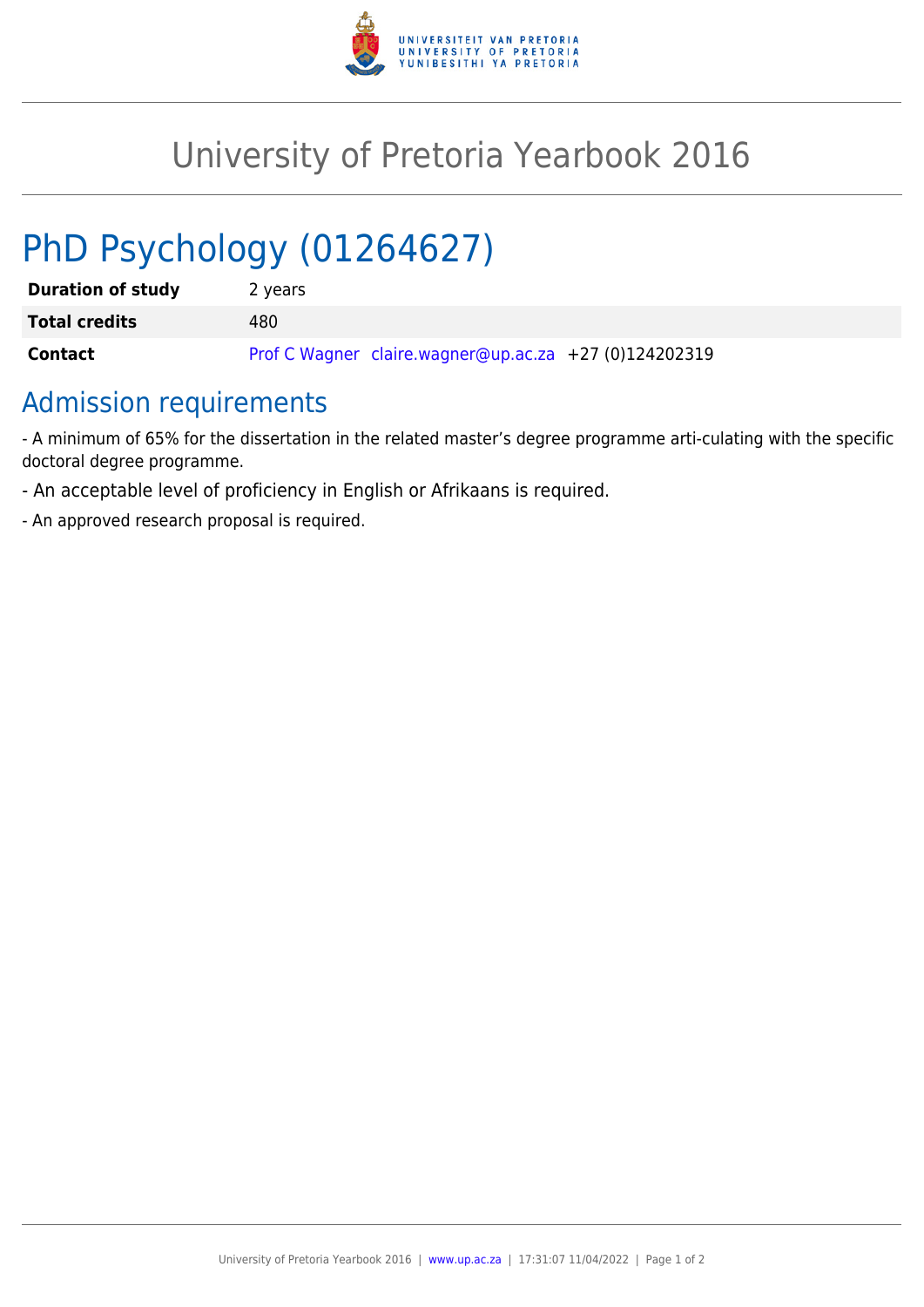# University of Pretoria Yearbook 2016

# PhD Psychology (01264627)

| | |
|---|---|
| **Duration of study** | 2 years |
| **Total credits** | 480 |
| **Contact** | Prof C Wagner claire.wagner@up.ac.za +27 (0)124202319 |

## Admission requirements

- A minimum of 65% for the dissertation in the related master's degree programme arti-culating with the specific doctoral degree programme.

- An acceptable level of proficiency in English or Afrikaans is required.

- An approved research proposal is required.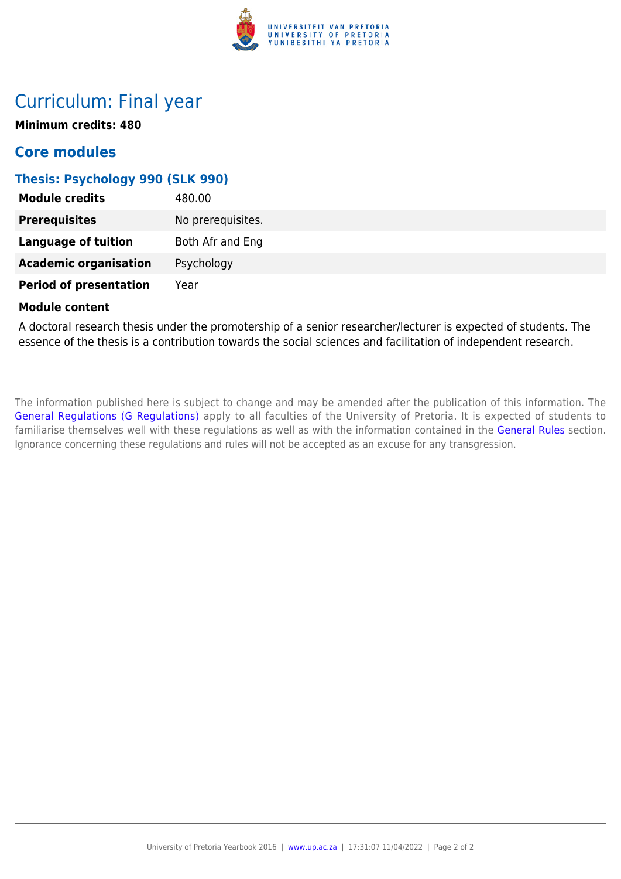# Curriculum: Final year

**Minimum credits: 480**

## Core modules

### Thesis: Psychology 990 (SLK 990)

| | |
|---|---|
| **Module credits** | 480.00 |
| **Prerequisites** | No prerequisites. |
| **Language of tuition** | Both Afr and Eng |
| **Academic organisation** | Psychology |
| **Period of presentation** | Year |

**Module content**

A doctoral research thesis under the promotership of a senior researcher/lecturer is expected of students. The essence of the thesis is a contribution towards the social sciences and facilitation of independent research.

The information published here is subject to change and may be amended after the publication of this information. The General Regulations (G Regulations) apply to all faculties of the University of Pretoria. It is expected of students to familiarise themselves well with these regulations as well as with the information contained in the General Rules section. Ignorance concerning these regulations and rules will not be accepted as an excuse for any transgression.